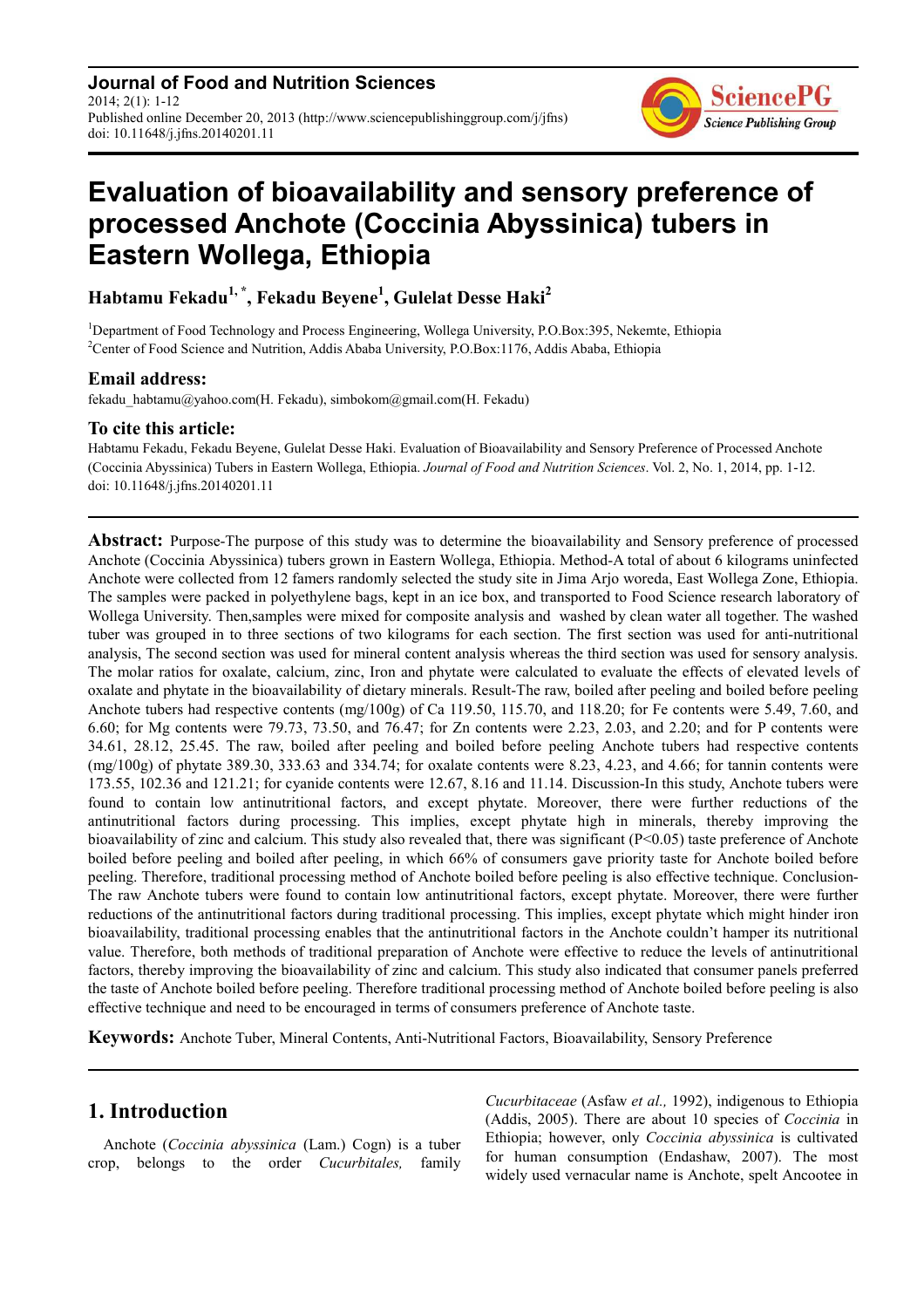**Journal of Food and Nutrition Sciences**
2014; 2(1): 1-12
Published online December 20, 2013 (http://www.sciencepublishinggroup.com/j/jfns)
doi: 10.11648/j.jfns.20140201.11

# Evaluation of bioavailability and sensory preference of processed Anchote (Coccinia Abyssinica) tubers in Eastern Wollega, Ethiopia

**Habtamu Fekadu[1, *], Fekadu Beyene[1], Gulelat Desse Haki[2]**

[1]Department of Food Technology and Process Engineering, Wollega University, P.O.Box:395, Nekemte, Ethiopia
[2]Center of Food Science and Nutrition, Addis Ababa University, P.O.Box:1176, Addis Ababa, Ethiopia

### Email address:

fekadu_habtamu@yahoo.com(H. Fekadu), simbokom@gmail.com(H. Fekadu)

### To cite this article:

Habtamu Fekadu, Fekadu Beyene, Gulelat Desse Haki. Evaluation of Bioavailability and Sensory Preference of Processed Anchote (Coccinia Abyssinica) Tubers in Eastern Wollega, Ethiopia. *Journal of Food and Nutrition Sciences*. Vol. 2, No. 1, 2014, pp. 1-12. doi: 10.11648/j.jfns.20140201.11

---

**Abstract:** Purpose-The purpose of this study was to determine the bioavailability and Sensory preference of processed Anchote (Coccinia Abyssinica) tubers grown in Eastern Wollega, Ethiopia. Method-A total of about 6 kilograms uninfected Anchote were collected from 12 famers randomly selected the study site in Jima Arjo woreda, East Wollega Zone, Ethiopia. The samples were packed in polyethylene bags, kept in an ice box, and transported to Food Science research laboratory of Wollega University. Then,samples were mixed for composite analysis and washed by clean water all together. The washed tuber was grouped in to three sections of two kilograms for each section. The first section was used for anti-nutritional analysis, The second section was used for mineral content analysis whereas the third section was used for sensory analysis. The molar ratios for oxalate, calcium, zinc, Iron and phytate were calculated to evaluate the effects of elevated levels of oxalate and phytate in the bioavailability of dietary minerals. Result-The raw, boiled after peeling and boiled before peeling Anchote tubers had respective contents (mg/100g) of Ca 119.50, 115.70, and 118.20; for Fe contents were 5.49, 7.60, and 6.60; for Mg contents were 79.73, 73.50, and 76.47; for Zn contents were 2.23, 2.03, and 2.20; and for P contents were 34.61, 28.12, 25.45. The raw, boiled after peeling and boiled before peeling Anchote tubers had respective contents (mg/100g) of phytate 389.30, 333.63 and 334.74; for oxalate contents were 8.23, 4.23, and 4.66; for tannin contents were 173.55, 102.36 and 121.21; for cyanide contents were 12.67, 8.16 and 11.14. Discussion-In this study, Anchote tubers were found to contain low antinutritional factors, and except phytate. Moreover, there were further reductions of the antinutritional factors during processing. This implies, except phytate high in minerals, thereby improving the bioavailability of zinc and calcium. This study also revealed that, there was significant ($P<0.05$) taste preference of Anchote boiled before peeling and boiled after peeling, in which 66% of consumers gave priority taste for Anchote boiled before peeling. Therefore, traditional processing method of Anchote boiled before peeling is also effective technique. Conclusion-The raw Anchote tubers were found to contain low antinutritional factors, except phytate. Moreover, there were further reductions of the antinutritional factors during traditional processing. This implies, except phytate which might hinder iron bioavailability, traditional processing enables that the antinutritional factors in the Anchote couldn't hamper its nutritional value. Therefore, both methods of traditional preparation of Anchote were effective to reduce the levels of antinutritional factors, thereby improving the bioavailability of zinc and calcium. This study also indicated that consumer panels preferred the taste of Anchote boiled before peeling. Therefore traditional processing method of Anchote boiled before peeling is also effective technique and need to be encouraged in terms of consumers preference of Anchote taste.

**Keywords:** Anchote Tuber, Mineral Contents, Anti-Nutritional Factors, Bioavailability, Sensory Preference

---

## 1. Introduction

Anchote (*Coccinia abyssinica* (Lam.) Cogn) is a tuber crop, belongs to the order *Cucurbitales,* family *Cucurbitaceae* (Asfaw *et al.,* 1992), indigenous to Ethiopia (Addis, 2005). There are about 10 species of *Coccinia* in Ethiopia; however, only *Coccinia abyssinica* is cultivated for human consumption (Endashaw, 2007). The most widely used vernacular name is Anchote, spelt Ancootee in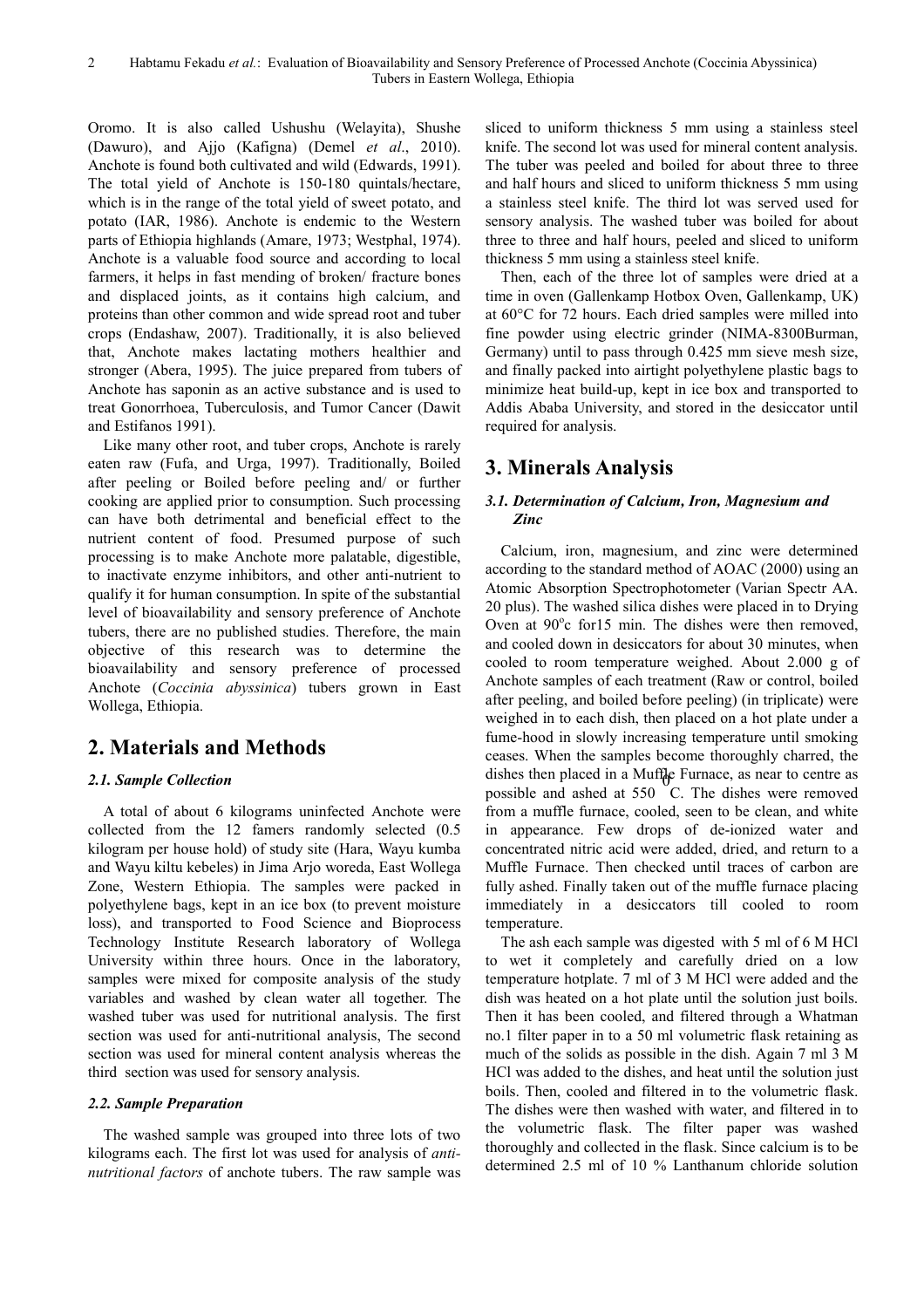Oromo. It is also called Ushushu (Welayita), Shushe (Dawuro), and Ajjo (Kafigna) (Demel *et al*., 2010). Anchote is found both cultivated and wild (Edwards, 1991). The total yield of Anchote is 150-180 quintals/hectare, which is in the range of the total yield of sweet potato, and potato (IAR, 1986). Anchote is endemic to the Western parts of Ethiopia highlands (Amare, 1973; Westphal, 1974). Anchote is a valuable food source and according to local farmers, it helps in fast mending of broken/ fracture bones and displaced joints, as it contains high calcium, and proteins than other common and wide spread root and tuber crops (Endashaw, 2007). Traditionally, it is also believed that, Anchote makes lactating mothers healthier and stronger (Abera, 1995). The juice prepared from tubers of Anchote has saponin as an active substance and is used to treat Gonorrhoea, Tuberculosis, and Tumor Cancer (Dawit and Estifanos 1991).

Like many other root, and tuber crops, Anchote is rarely eaten raw (Fufa, and Urga, 1997). Traditionally, Boiled after peeling or Boiled before peeling and/ or further cooking are applied prior to consumption. Such processing can have both detrimental and beneficial effect to the nutrient content of food. Presumed purpose of such processing is to make Anchote more palatable, digestible, to inactivate enzyme inhibitors, and other anti-nutrient to qualify it for human consumption. In spite of the substantial level of bioavailability and sensory preference of Anchote tubers, there are no published studies. Therefore, the main objective of this research was to determine the bioavailability and sensory preference of processed Anchote (*Coccinia abyssinica*) tubers grown in East Wollega, Ethiopia.

## 2. Materials and Methods

### 2.1. Sample Collection

A total of about 6 kilograms uninfected Anchote were collected from the 12 famers randomly selected (0.5 kilogram per house hold) of study site (Hara, Wayu kumba and Wayu kiltu kebeles) in Jima Arjo woreda, East Wollega Zone, Western Ethiopia. The samples were packed in polyethylene bags, kept in an ice box (to prevent moisture loss), and transported to Food Science and Bioprocess Technology Institute Research laboratory of Wollega University within three hours. Once in the laboratory, samples were mixed for composite analysis of the study variables and washed by clean water all together. The washed tuber was used for nutritional analysis. The first section was used for anti-nutritional analysis, The second section was used for mineral content analysis whereas the third section was used for sensory analysis.

### 2.2. Sample Preparation

The washed sample was grouped into three lots of two kilograms each. The first lot was used for analysis of *anti-nutritional factors* of anchote tubers. The raw sample was sliced to uniform thickness 5 mm using a stainless steel knife. The second lot was used for mineral content analysis. The tuber was peeled and boiled for about three to three and half hours and sliced to uniform thickness 5 mm using a stainless steel knife. The third lot was served used for sensory analysis. The washed tuber was boiled for about three to three and half hours, peeled and sliced to uniform thickness 5 mm using a stainless steel knife.

Then, each of the three lot of samples were dried at a time in oven (Gallenkamp Hotbox Oven, Gallenkamp, UK) at 60°C for 72 hours. Each dried samples were milled into fine powder using electric grinder (NIMA-8300Burman, Germany) until to pass through 0.425 mm sieve mesh size, and finally packed into airtight polyethylene plastic bags to minimize heat build-up, kept in ice box and transported to Addis Ababa University, and stored in the desiccator until required for analysis.

## 3. Minerals Analysis

### 3.1. Determination of Calcium, Iron, Magnesium and Zinc

Calcium, iron, magnesium, and zinc were determined according to the standard method of AOAC (2000) using an Atomic Absorption Spectrophotometer (Varian Spectr AA. 20 plus). The washed silica dishes were placed in to Drying Oven at 90$^o$c for15 min. The dishes were then removed, and cooled down in desiccators for about 30 minutes, when cooled to room temperature weighed. About 2.000 g of Anchote samples of each treatment (Raw or control, boiled after peeling, and boiled before peeling) (in triplicate) were weighed in to each dish, then placed on a hot plate under a fume-hood in slowly increasing temperature until smoking ceases. When the samples become thoroughly charred, the dishes then placed in a Muffle Furnace, as near to centre as possible and ashed at 550 $^0$C. The dishes were removed from a muffle furnace, cooled, seen to be clean, and white in appearance. Few drops of de-ionized water and concentrated nitric acid were added, dried, and return to a Muffle Furnace. Then checked until traces of carbon are fully ashed. Finally taken out of the muffle furnace placing immediately in a desiccator till cooled to room temperature.

The ash each sample was digested with 5 ml of 6 M HCl to wet it completely and carefully dried on a low temperature hotplate. 7 ml of 3 M HCl were added and the dish was heated on a hot plate until the solution just boils. Then it has been cooled, and filtered through a Whatman no.1 filter paper in to a 50 ml volumetric flask retaining as much of the solids as possible in the dish. Again 7 ml 3 M HCl was added to the dishes, and heat until the solution just boils. Then, cooled and filtered in to the volumetric flask. The dishes were then washed with water, and filtered in to the volumetric flask. The filter paper was washed thoroughly and collected in the flask. Since calcium is to be determined 2.5 ml of 10 % Lanthanum chloride solution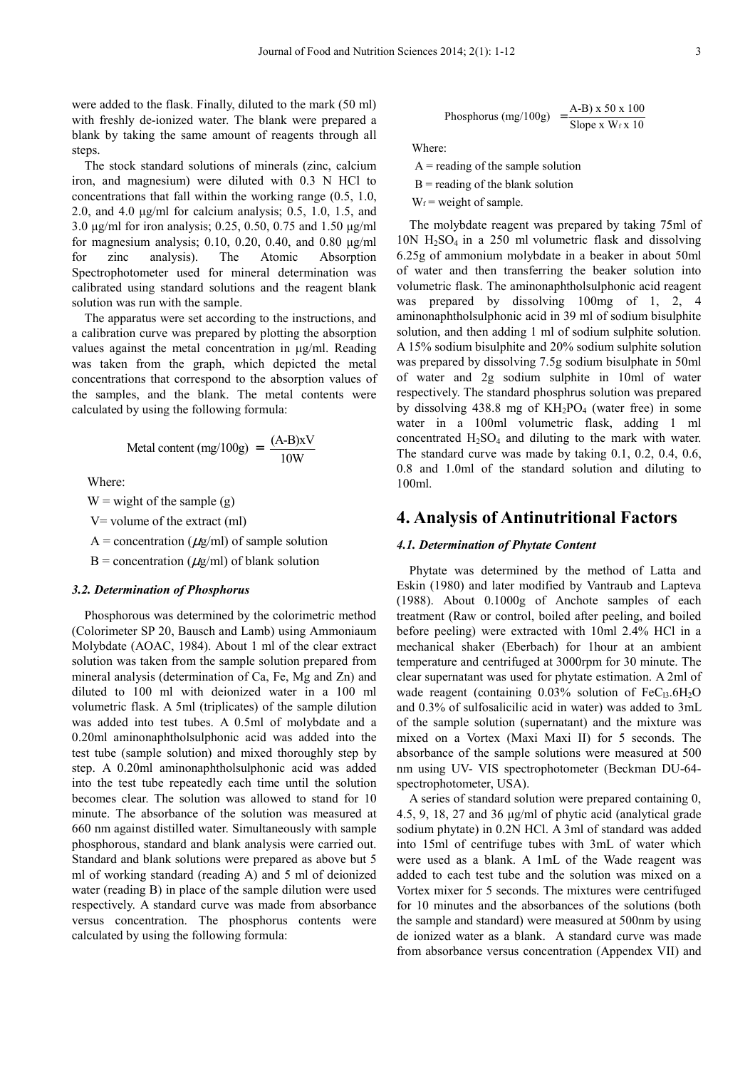were added to the flask. Finally, diluted to the mark (50 ml) with freshly de-ionized water. The blank were prepared a blank by taking the same amount of reagents through all steps.

The stock standard solutions of minerals (zinc, calcium iron, and magnesium) were diluted with 0.3 N HCl to concentrations that fall within the working range (0.5, 1.0, 2.0, and 4.0 µg/ml for calcium analysis; 0.5, 1.0, 1.5, and 3.0 µg/ml for iron analysis; 0.25, 0.50, 0.75 and 1.50 µg/ml for magnesium analysis; 0.10, 0.20, 0.40, and 0.80 µg/ml for zinc analysis). The Atomic Absorption Spectrophotometer used for mineral determination was calibrated using standard solutions and the reagent blank solution was run with the sample.

The apparatus were set according to the instructions, and a calibration curve was prepared by plotting the absorption values against the metal concentration in µg/ml. Reading was taken from the graph, which depicted the metal concentrations that correspond to the absorption values of the samples, and the blank. The metal contents were calculated by using the following formula:

$$\text{Metal content (mg/100g)} = \frac{(A-B)xV}{10W}$$

Where:

W = wight of the sample (g)

V= volume of the extract (ml)

A = concentration ($\mu$g/ml) of sample solution

B = concentration ($\mu$g/ml) of blank solution

### 3.2. Determination of Phosphorus

Phosphorous was determined by the colorimetric method (Colorimeter SP 20, Bausch and Lamb) using Ammoniaum Molybdate (AOAC, 1984). About 1 ml of the clear extract solution was taken from the sample solution prepared from mineral analysis (determination of Ca, Fe, Mg and Zn) and diluted to 100 ml with deionized water in a 100 ml volumetric flask. A 5ml (triplicates) of the sample dilution was added into test tubes. A 0.5ml of molybdate and a 0.20ml aminonaphtholsulphonic acid was added into the test tube (sample solution) and mixed thoroughly step by step. A 0.20ml aminonaphtholsulphonic acid was added into the test tube repeatedly each time until the solution becomes clear. The solution was allowed to stand for 10 minute. The absorbance of the solution was measured at 660 nm against distilled water. Simultaneously with sample phosphorous, standard and blank analysis were carried out. Standard and blank solutions were prepared as above but 5 ml of working standard (reading A) and 5 ml of deionized water (reading B) in place of the sample dilution were used respectively. A standard curve was made from absorbance versus concentration. The phosphorus contents were calculated by using the following formula:

$$\text{Phosphorus (mg/100g)} = \frac{\text{A-B) x 50 x 100}}{\text{Slope x } W_f \text{ x 10}}$$

Where:

A = reading of the sample solution

B = reading of the blank solution

$W_f$ = weight of sample.

The molybdate reagent was prepared by taking 75ml of 10N $H_2SO_4$ in a 250 ml volumetric flask and dissolving 6.25g of ammonium molybdate in a beaker in about 50ml of water and then transferring the beaker solution into volumetric flask. The aminonaphtholsulphonic acid reagent was prepared by dissolving 100mg of 1, 2, 4 aminonaphtholsulphonic acid in 39 ml of sodium bisulphite solution, and then adding 1 ml of sodium sulphite solution. A 15% sodium bisulphite and 20% sodium sulphite solution was prepared by dissolving 7.5g sodium bisulphate in 50ml of water and 2g sodium sulphite in 10ml of water respectively. The standard phosphrus solution was prepared by dissolving 438.8 mg of $KH_2PO_4$ (water free) in some water in a 100ml volumetric flask, adding 1 ml concentrated $H_2SO_4$ and diluting to the mark with water. The standard curve was made by taking 0.1, 0.2, 0.4, 0.6, 0.8 and 1.0ml of the standard solution and diluting to 100ml.

## 4. Analysis of Antinutritional Factors

### 4.1. Determination of Phytate Content

Phytate was determined by the method of Latta and Eskin (1980) and later modified by Vantraub and Lapteva (1988). About 0.1000g of Anchote samples of each treatment (Raw or control, boiled after peeling, and boiled before peeling) were extracted with 10ml 2.4% HCl in a mechanical shaker (Eberbach) for 1hour at an ambient temperature and centrifuged at 3000rpm for 30 minute. The clear supernatant was used for phytate estimation. A 2ml of wade reagent (containing 0.03% solution of $FeCl_3.6H_2O$ and 0.3% of sulfosalicilic acid in water) was added to 3mL of the sample solution (supernatant) and the mixture was mixed on a Vortex (Maxi Maxi II) for 5 seconds. The absorbance of the sample solutions were measured at 500 nm using UV- VIS spectrophotometer (Beckman DU-64- spectrophotometer, USA).

A series of standard solution were prepared containing 0, 4.5, 9, 18, 27 and 36 µg/ml of phytic acid (analytical grade sodium phytate) in 0.2N HCl. A 3ml of standard was added into 15ml of centrifuge tubes with 3mL of water which were used as a blank. A 1mL of the Wade reagent was added to each test tube and the solution was mixed on a Vortex mixer for 5 seconds. The mixtures were centrifuged for 10 minutes and the absorbances of the solutions (both the sample and standard) were measured at 500nm by using de ionized water as a blank. A standard curve was made from absorbance versus concentration (Appendex VII) and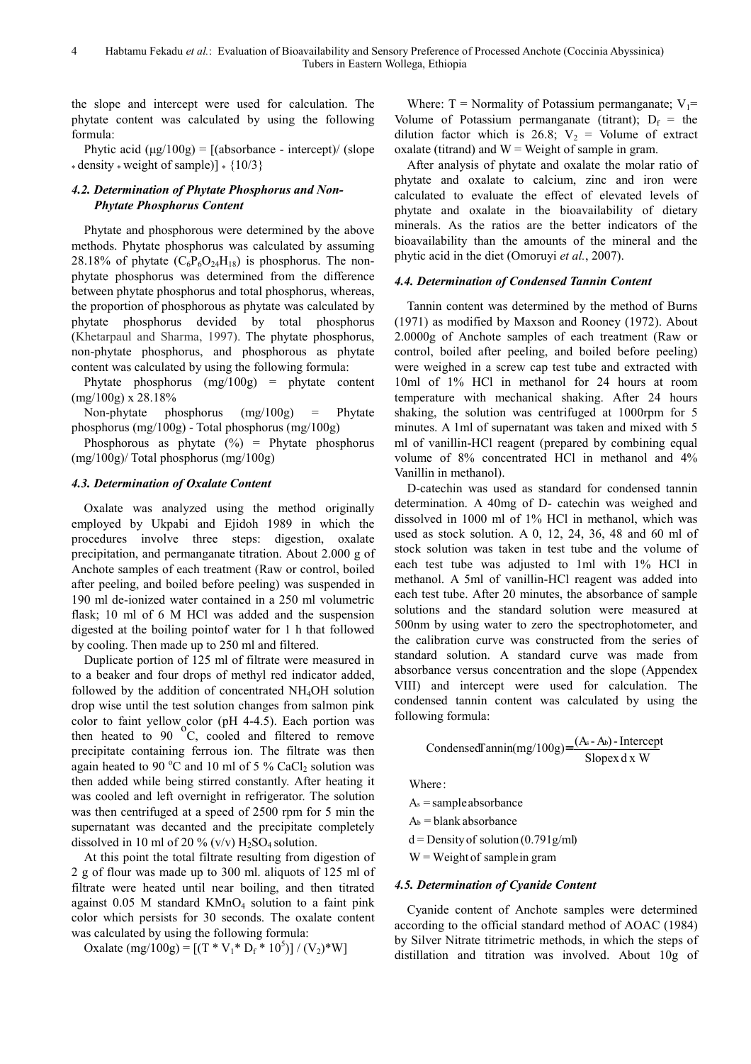the slope and intercept were used for calculation. The phytate content was calculated by using the following formula:

Phytic acid (μg/100g) = [(absorbance - intercept)/ (slope * density * weight of sample)] * {10/3}

### *4.2. Determination of Phytate Phosphorus and Non-Phytate Phosphorus Content*

Phytate and phosphorous were determined by the above methods. Phytate phosphorus was calculated by assuming 28.18% of phytate ($C_6P_6O_{24}H_{18}$) is phosphorus. The non-phytate phosphorus was determined from the difference between phytate phosphorus and total phosphorus, whereas, the proportion of phosphorous as phytate was calculated by phytate phosphorus devided by total phosphorus (Khetarpaul and Sharma, 1997). The phytate phosphorus, non-phytate phosphorus, and phosphorous as phytate content was calculated by using the following formula:

Phytate phosphorus (mg/100g) = phytate content (mg/100g) x 28.18%

Non-phytate phosphorus (mg/100g) = Phytate phosphorus (mg/100g) - Total phosphorus (mg/100g)

Phosphorous as phytate (%) = Phytate phosphorus (mg/100g)/ Total phosphorus (mg/100g)

### *4.3. Determination of Oxalate Content*

Oxalate was analyzed using the method originally employed by Ukpabi and Ejidoh 1989 in which the procedures involve three steps: digestion, oxalate precipitation, and permanganate titration. About 2.000 g of Anchote samples of each treatment (Raw or control, boiled after peeling, and boiled before peeling) was suspended in 190 ml de-ionized water contained in a 250 ml volumetric flask; 10 ml of 6 M HCl was added and the suspension digested at the boiling pointof water for 1 h that followed by cooling. Then made up to 250 ml and filtered.

Duplicate portion of 125 ml of filtrate were measured in to a beaker and four drops of methyl red indicator added, followed by the addition of concentrated $NH_4OH$ solution drop wise until the test solution changes from salmon pink color to faint yellow color (pH 4-4.5). Each portion was then heated to 90 $^oC$, cooled and filtered to remove precipitate containing ferrous ion. The filtrate was then again heated to 90 $^oC$ and 10 ml of 5 % $CaCl_2$ solution was then added while being stirred constantly. After heating it was cooled and left overnight in refrigerator. The solution was then centrifuged at a speed of 2500 rpm for 5 min the supernatant was decanted and the precipitate completely dissolved in 10 ml of 20 % (v/v) $H_2SO_4$ solution.

At this point the total filtrate resulting from digestion of 2 g of flour was made up to 300 ml. aliquots of 125 ml of filtrate were heated until near boiling, and then titrated against 0.05 M standard $KMnO_4$ solution to a faint pink color which persists for 30 seconds. The oxalate content was calculated by using the following formula:

$$\text{Oxalate (mg/100g)} = [(T * V_1 * D_f * 10^5)] / (V_2) * W]$$

Where: T = Normality of Potassium permanganate; $V_1$= Volume of Potassium permanganate (titrant); $D_f$ = the dilution factor which is 26.8; $V_2$ = Volume of extract oxalate (titrand) and W = Weight of sample in gram.

After analysis of phytate and oxalate the molar ratio of phytate and oxalate to calcium, zinc and iron were calculated to evaluate the effect of elevated levels of phytate and oxalate in the bioavailability of dietary minerals. As the ratios are the better indicators of the bioavailability than the amounts of the mineral and the phytic acid in the diet (Omoruyi *et al.*, 2007).

### *4.4. Determination of Condensed Tannin Content*

Tannin content was determined by the method of Burns (1971) as modified by Maxson and Rooney (1972). About 2.0000g of Anchote samples of each treatment (Raw or control, boiled after peeling, and boiled before peeling) were weighed in a screw cap test tube and extracted with 10ml of 1% HCl in methanol for 24 hours at room temperature with mechanical shaking. After 24 hours shaking, the solution was centrifuged at 1000rpm for 5 minutes. A 1ml of supernatant was taken and mixed with 5 ml of vanillin-HCl reagent (prepared by combining equal volume of 8% concentrated HCl in methanol and 4% Vanillin in methanol).

D-catechin was used as standard for condensed tannin determination. A 40mg of D- catechin was weighed and dissolved in 1000 ml of 1% HCl in methanol, which was used as stock solution. A 0, 12, 24, 36, 48 and 60 ml of stock solution was taken in test tube and the volume of each test tube was adjusted to 1ml with 1% HCl in methanol. A 5ml of vanillin-HCl reagent was added into each test tube. After 20 minutes, the absorbance of sample solutions and the standard solution were measured at 500nm by using water to zero the spectrophotometer, and the calibration curve was constructed from the series of standard solution. A standard curve was made from absorbance versus concentration and the slope (Appendex VIII) and intercept were used for calculation. The condensed tannin content was calculated by using the following formula:

$$\text{Condensed Tannin(mg/100g)} = \frac{(A_s - A_b) - \text{Intercept}}{\text{Slope x d x W}}$$

Where:

$A_s$ = sample absorbance

$A_b$ = blank absorbance

d = Density of solution (0.791g/ml)

W = Weight of sample in gram

### *4.5. Determination of Cyanide Content*

Cyanide content of Anchote samples were determined according to the official standard method of AOAC (1984) by Silver Nitrate titrimetric methods, in which the steps of distillation and titration was involved. About 10g of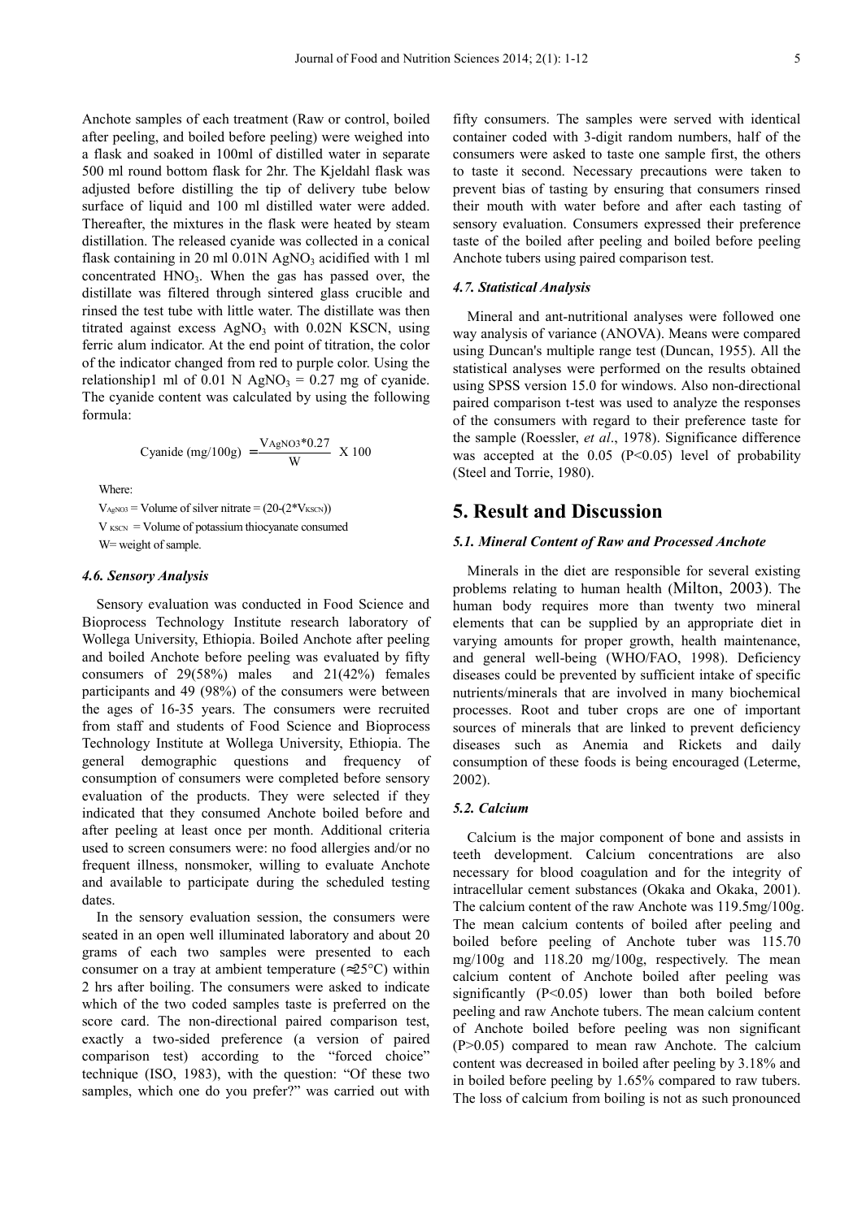Anchote samples of each treatment (Raw or control, boiled after peeling, and boiled before peeling) were weighed into a flask and soaked in 100ml of distilled water in separate 500 ml round bottom flask for 2hr. The Kjeldahl flask was adjusted before distilling the tip of delivery tube below surface of liquid and 100 ml distilled water were added. Thereafter, the mixtures in the flask were heated by steam distillation. The released cyanide was collected in a conical flask containing in 20 ml 0.01N $AgNO_3$ acidified with 1 ml concentrated $HNO_3$. When the gas has passed over, the distillate was filtered through sintered glass crucible and rinsed the test tube with little water. The distillate was then titrated against excess $AgNO_3$ with 0.02N KSCN, using ferric alum indicator. At the end point of titration, the color of the indicator changed from red to purple color. Using the relationship1 ml of 0.01 N $AgNO_3$ = 0.27 mg of cyanide. The cyanide content was calculated by using the following formula:

$$\text{Cyanide (mg/100g)} = \frac{V_{AgNO3} * 0.27}{W} \times 100$$

Where:

$V_{AgNO3}$ = Volume of silver nitrate = (20-(2*$V_{KSCN}$))

$V_{KSCN}$ = Volume of potassium thiocyanate consumed

W= weight of sample.

### 4.6. Sensory Analysis

Sensory evaluation was conducted in Food Science and Bioprocess Technology Institute research laboratory of Wollega University, Ethiopia. Boiled Anchote after peeling and boiled Anchote before peeling was evaluated by fifty consumers of 29(58%) males and 21(42%) females participants and 49 (98%) of the consumers were between the ages of 16-35 years. The consumers were recruited from staff and students of Food Science and Bioprocess Technology Institute at Wollega University, Ethiopia. The general demographic questions and frequency of consumption of consumers were completed before sensory evaluation of the products. They were selected if they indicated that they consumed Anchote boiled before and after peeling at least once per month. Additional criteria used to screen consumers were: no food allergies and/or no frequent illness, nonsmoker, willing to evaluate Anchote and available to participate during the scheduled testing dates.

In the sensory evaluation session, the consumers were seated in an open well illuminated laboratory and about 20 grams of each two samples were presented to each consumer on a tray at ambient temperature (≈25°C) within 2 hrs after boiling. The consumers were asked to indicate which of the two coded samples taste is preferred on the score card. The non-directional paired comparison test, exactly a two-sided preference (a version of paired comparison test) according to the "forced choice" technique (ISO, 1983), with the question: "Of these two samples, which one do you prefer?" was carried out with fifty consumers. The samples were served with identical container coded with 3-digit random numbers, half of the consumers were asked to taste one sample first, the others to taste it second. Necessary precautions were taken to prevent bias of tasting by ensuring that consumers rinsed their mouth with water before and after each tasting of sensory evaluation. Consumers expressed their preference taste of the boiled after peeling and boiled before peeling Anchote tubers using paired comparison test.

### 4.7. Statistical Analysis

Mineral and ant-nutritional analyses were followed one way analysis of variance (ANOVA). Means were compared using Duncan's multiple range test (Duncan, 1955). All the statistical analyses were performed on the results obtained using SPSS version 15.0 for windows. Also non-directional paired comparison t-test was used to analyze the responses of the consumers with regard to their preference taste for the sample (Roessler, *et al*., 1978). Significance difference was accepted at the 0.05 ($P<0.05$) level of probability (Steel and Torrie, 1980).

## 5. Result and Discussion

### 5.1. Mineral Content of Raw and Processed Anchote

Minerals in the diet are responsible for several existing problems relating to human health (Milton, 2003). The human body requires more than twenty two mineral elements that can be supplied by an appropriate diet in varying amounts for proper growth, health maintenance, and general well-being (WHO/FAO, 1998). Deficiency diseases could be prevented by sufficient intake of specific nutrients/minerals that are involved in many biochemical processes. Root and tuber crops are one of important sources of minerals that are linked to prevent deficiency diseases such as Anemia and Rickets and daily consumption of these foods is being encouraged (Leterme, 2002).

### 5.2. Calcium

Calcium is the major component of bone and assists in teeth development. Calcium concentrations are also necessary for blood coagulation and for the integrity of intracellular cement substances (Okaka and Okaka, 2001). The calcium content of the raw Anchote was 119.5mg/100g. The mean calcium contents of boiled after peeling and boiled before peeling of Anchote tuber was 115.70 mg/100g and 118.20 mg/100g, respectively. The mean calcium content of Anchote boiled after peeling was significantly ($P<0.05$) lower than both boiled before peeling and raw Anchote tubers. The mean calcium content of Anchote boiled before peeling was non significant ($P>0.05$) compared to mean raw Anchote. The calcium content was decreased in boiled after peeling by 3.18% and in boiled before peeling by 1.65% compared to raw tubers. The loss of calcium from boiling is not as such pronounced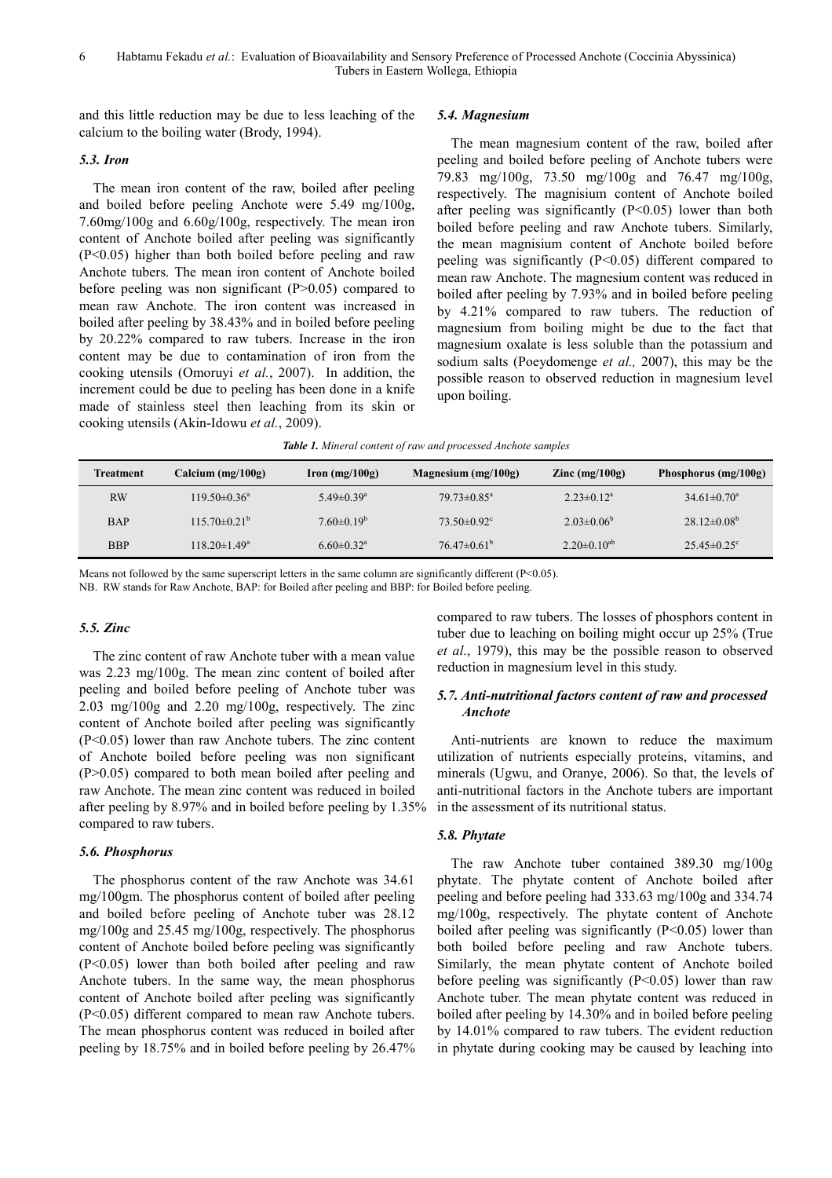and this little reduction may be due to less leaching of the calcium to the boiling water (Brody, 1994).

### *5.3. Iron*

The mean iron content of the raw, boiled after peeling and boiled before peeling Anchote were 5.49 mg/100g, 7.60mg/100g and 6.60g/100g, respectively. The mean iron content of Anchote boiled after peeling was significantly (P<0.05) higher than both boiled before peeling and raw Anchote tubers. The mean iron content of Anchote boiled before peeling was non significant (P>0.05) compared to mean raw Anchote. The iron content was increased in boiled after peeling by 38.43% and in boiled before peeling by 20.22% compared to raw tubers. Increase in the iron content may be due to contamination of iron from the cooking utensils (Omoruyi *et al.*, 2007). In addition, the increment could be due to peeling has been done in a knife made of stainless steel then leaching from its skin or cooking utensils (Akin-Idowu *et al.*, 2009).

### *5.4. Magnesium*

The mean magnesium content of the raw, boiled after peeling and boiled before peeling of Anchote tubers were 79.83 mg/100g, 73.50 mg/100g and 76.47 mg/100g, respectively. The magnisium content of Anchote boiled after peeling was significantly (P<0.05) lower than both boiled before peeling and raw Anchote tubers. Similarly, the mean magnisium content of Anchote boiled before peeling was significantly (P<0.05) different compared to mean raw Anchote. The magnesium content was reduced in boiled after peeling by 7.93% and in boiled before peeling by 4.21% compared to raw tubers. The reduction of magnesium from boiling might be due to the fact that magnesium oxalate is less soluble than the potassium and sodium salts (Poeydomenge *et al.,* 2007), this may be the possible reason to observed reduction in magnesium level upon boiling.

***Table 1.*** *Mineral content of raw and processed Anchote samples*

| Treatment | Calcium (mg/100g) | Iron (mg/100g) | Magnesium (mg/100g) | Zinc (mg/100g) | Phosphorus (mg/100g) |
|---|---|---|---|---|---|
| RW | 119.50±0.36$^{a}$ | 5.49±0.39$^{a}$ | 79.73±0.85$^{a}$ | 2.23±0.12$^{a}$ | 34.61±0.70$^{a}$ |
| BAP | 115.70±0.21$^{b}$ | 7.60±0.19$^{b}$ | 73.50±0.92$^{c}$ | 2.03±0.06$^{b}$ | 28.12±0.08$^{b}$ |
| BBP | 118.20±1.49$^{a}$ | 6.60±0.32$^{a}$ | 76.47±0.61$^{b}$ | 2.20±0.10$^{ab}$ | 25.45±0.25$^{c}$ |

Means not followed by the same superscript letters in the same column are significantly different (P<0.05).

NB. RW stands for Raw Anchote, BAP: for Boiled after peeling and BBP: for Boiled before peeling.

### *5.5. Zinc*

The zinc content of raw Anchote tuber with a mean value was 2.23 mg/100g. The mean zinc content of boiled after peeling and boiled before peeling of Anchote tuber was 2.03 mg/100g and 2.20 mg/100g, respectively. The zinc content of Anchote boiled after peeling was significantly (P<0.05) lower than raw Anchote tubers. The zinc content of Anchote boiled before peeling was non significant (P>0.05) compared to both mean boiled after peeling and raw Anchote. The mean zinc content was reduced in boiled after peeling by 8.97% and in boiled before peeling by 1.35% compared to raw tubers.

### *5.6. Phosphorus*

The phosphorus content of the raw Anchote was 34.61 mg/100gm. The phosphorus content of boiled after peeling and boiled before peeling of Anchote tuber was 28.12 mg/100g and 25.45 mg/100g, respectively. The phosphorus content of Anchote boiled before peeling was significantly (P<0.05) lower than both boiled after peeling and raw Anchote tubers. In the same way, the mean phosphorus content of Anchote boiled after peeling was significantly (P<0.05) different compared to mean raw Anchote tubers. The mean phosphorus content was reduced in boiled after peeling by 18.75% and in boiled before peeling by 26.47% compared to raw tubers. The losses of phosphors content in tuber due to leaching on boiling might occur up 25% (True *et al*., 1979), this may be the possible reason to observed reduction in magnesium level in this study.

### *5.7. Anti-nutritional factors content of raw and processed Anchote*

Anti-nutrients are known to reduce the maximum utilization of nutrients especially proteins, vitamins, and minerals (Ugwu, and Oranye, 2006). So that, the levels of anti-nutritional factors in the Anchote tubers are important in the assessment of its nutritional status.

### *5.8. Phytate*

The raw Anchote tuber contained 389.30 mg/100g phytate. The phytate content of Anchote boiled after peeling and before peeling had 333.63 mg/100g and 334.74 mg/100g, respectively. The phytate content of Anchote boiled after peeling was significantly (P<0.05) lower than both boiled before peeling and raw Anchote tubers. Similarly, the mean phytate content of Anchote boiled before peeling was significantly (P<0.05) lower than raw Anchote tuber. The mean phytate content was reduced in boiled after peeling by 14.30% and in boiled before peeling by 14.01% compared to raw tubers. The evident reduction in phytate during cooking may be caused by leaching into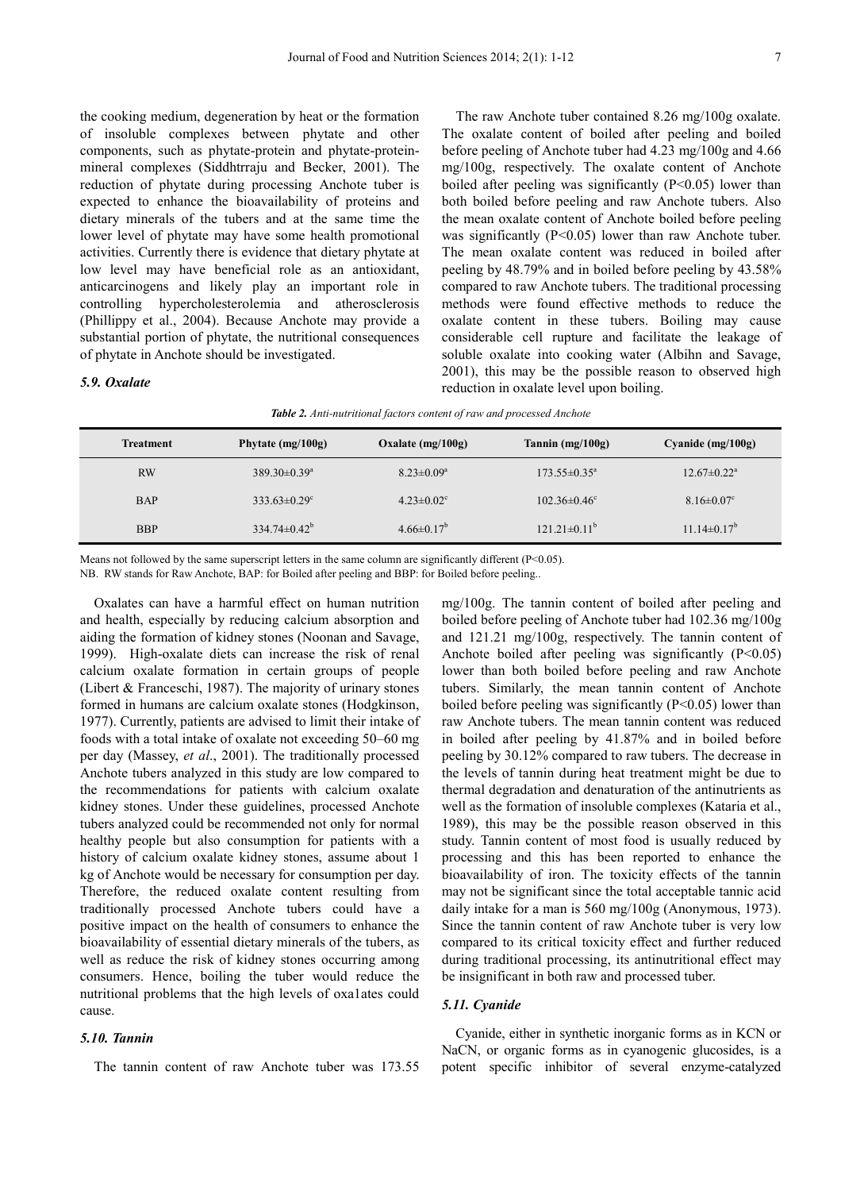the cooking medium, degeneration by heat or the formation of insoluble complexes between phytate and other components, such as phytate-protein and phytate-protein-mineral complexes (Siddhtrraju and Becker, 2001). The reduction of phytate during processing Anchote tuber is expected to enhance the bioavailability of proteins and dietary minerals of the tubers and at the same time the lower level of phytate may have some health promotional activities. Currently there is evidence that dietary phytate at low level may have beneficial role as an antioxidant, anticarcinogens and likely play an important role in controlling hypercholesterolemia and atherosclerosis (Phillippy et al., 2004). Because Anchote may provide a substantial portion of phytate, the nutritional consequences of phytate in Anchote should be investigated.

### *5.9. Oxalate*

The raw Anchote tuber contained 8.26 mg/100g oxalate. The oxalate content of boiled after peeling and boiled before peeling of Anchote tuber had 4.23 mg/100g and 4.66 mg/100g, respectively. The oxalate content of Anchote boiled after peeling was significantly ($P<0.05$) lower than both boiled before peeling and raw Anchote tubers. Also the mean oxalate content of Anchote boiled before peeling was significantly ($P<0.05$) lower than raw Anchote tuber. The mean oxalate content was reduced in boiled after peeling by 48.79% and in boiled before peeling by 43.58% compared to raw Anchote tubers. The traditional processing methods were found effective methods to reduce the oxalate content in these tubers. Boiling may cause considerable cell rupture and facilitate the leakage of soluble oxalate into cooking water (Albihn and Savage, 2001), this may be the possible reason to observed high reduction in oxalate level upon boiling.

***Table 2.*** *Anti-nutritional factors content of raw and processed Anchote*

| Treatment | Phytate (mg/100g) | Oxalate (mg/100g) | Tannin (mg/100g) | Cyanide (mg/100g) |
|---|---|---|---|---|
| RW | $389.30\pm0.39^{a}$ | $8.23\pm0.09^{a}$ | $173.55\pm0.35^{a}$ | $12.67\pm0.22^{a}$ |
| BAP | $333.63\pm0.29^{c}$ | $4.23\pm0.02^{c}$ | $102.36\pm0.46^{c}$ | $8.16\pm0.07^{c}$ |
| BBP | $334.74\pm0.42^{b}$ | $4.66\pm0.17^{b}$ | $121.21\pm0.11^{b}$ | $11.14\pm0.17^{b}$ |

Means not followed by the same superscript letters in the same column are significantly different ($P<0.05$).

NB. RW stands for Raw Anchote, BAP: for Boiled after peeling and BBP: for Boiled before peeling..

Oxalates can have a harmful effect on human nutrition and health, especially by reducing calcium absorption and aiding the formation of kidney stones (Noonan and Savage, 1999). High-oxalate diets can increase the risk of renal calcium oxalate formation in certain groups of people (Libert & Franceschi, 1987). The majority of urinary stones formed in humans are calcium oxalate stones (Hodgkinson, 1977). Currently, patients are advised to limit their intake of foods with a total intake of oxalate not exceeding 50–60 mg per day (Massey, *et al*., 2001). The traditionally processed Anchote tubers analyzed in this study are low compared to the recommendations for patients with calcium oxalate kidney stones. Under these guidelines, processed Anchote tubers analyzed could be recommended not only for normal healthy people but also consumption for patients with a history of calcium oxalate kidney stones, assume about 1 kg of Anchote would be necessary for consumption per day. Therefore, the reduced oxalate content resulting from traditionally processed Anchote tubers could have a positive impact on the health of consumers to enhance the bioavailability of essential dietary minerals of the tubers, as well as reduce the risk of kidney stones occurring among consumers. Hence, boiling the tuber would reduce the nutritional problems that the high levels of oxa1ates could cause.

### *5.10. Tannin*

The tannin content of raw Anchote tuber was 173.55 mg/100g. The tannin content of boiled after peeling and boiled before peeling of Anchote tuber had 102.36 mg/100g and 121.21 mg/100g, respectively. The tannin content of Anchote boiled after peeling was significantly ($P<0.05$) lower than both boiled before peeling and raw Anchote tubers. Similarly, the mean tannin content of Anchote boiled before peeling was significantly ($P<0.05$) lower than raw Anchote tubers. The mean tannin content was reduced in boiled after peeling by 41.87% and in boiled before peeling by 30.12% compared to raw tubers. The decrease in the levels of tannin during heat treatment might be due to thermal degradation and denaturation of the antinutrients as well as the formation of insoluble complexes (Kataria et al., 1989), this may be the possible reason observed in this study. Tannin content of most food is usually reduced by processing and this has been reported to enhance the bioavailability of iron. The toxicity effects of the tannin may not be significant since the total acceptable tannin acid daily intake for a man is 560 mg/100g (Anonymous, 1973). Since the tannin content of raw Anchote tuber is very low compared to its critical toxicity effect and further reduced during traditional processing, its antinutritional effect may be insignificant in both raw and processed tuber.

### *5.11. Cyanide*

Cyanide, either in synthetic inorganic forms as in KCN or NaCN, or organic forms as in cyanogenic glucosides, is a potent specific inhibitor of several enzyme-catalyzed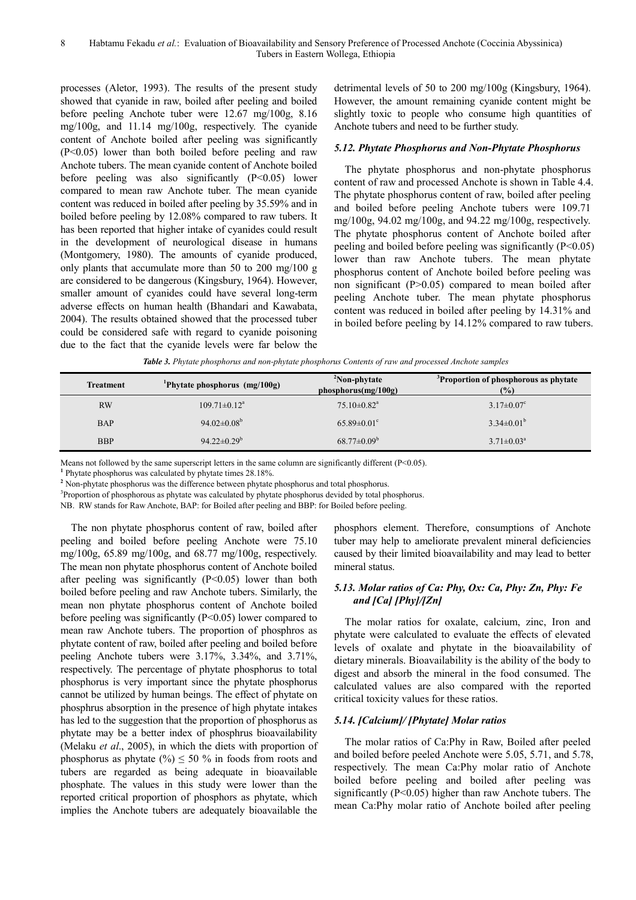processes (Aletor, 1993). The results of the present study showed that cyanide in raw, boiled after peeling and boiled before peeling Anchote tuber were 12.67 mg/100g, 8.16 mg/100g, and 11.14 mg/100g, respectively. The cyanide content of Anchote boiled after peeling was significantly ($P<0.05$) lower than both boiled before peeling and raw Anchote tubers. The mean cyanide content of Anchote boiled before peeling was also significantly ($P<0.05$) lower compared to mean raw Anchote tuber. The mean cyanide content was reduced in boiled after peeling by 35.59% and in boiled before peeling by 12.08% compared to raw tubers. It has been reported that higher intake of cyanides could result in the development of neurological disease in humans (Montgomery, 1980). The amounts of cyanide produced, only plants that accumulate more than 50 to 200 mg/100 g are considered to be dangerous (Kingsbury, 1964). However, smaller amount of cyanides could have several long-term adverse effects on human health (Bhandari and Kawabata, 2004). The results obtained showed that the processed tuber could be considered safe with regard to cyanide poisoning due to the fact that the cyanide levels were far below the detrimental levels of 50 to 200 mg/100g (Kingsbury, 1964). However, the amount remaining cyanide content might be slightly toxic to people who consume high quantities of Anchote tubers and need to be further study.

### *5.12. Phytate Phosphorus and Non-Phytate Phosphorus*

The phytate phosphorus and non-phytate phosphorus content of raw and processed Anchote is shown in Table 4.4. The phytate phosphorus content of raw, boiled after peeling and boiled before peeling Anchote tubers were 109.71 mg/100g, 94.02 mg/100g, and 94.22 mg/100g, respectively. The phytate phosphorus content of Anchote boiled after peeling and boiled before peeling was significantly ($P<0.05$) lower than raw Anchote tubers. The mean phytate phosphorus content of Anchote boiled before peeling was non significant ($P>0.05$) compared to mean boiled after peeling Anchote tuber. The mean phytate phosphorus content was reduced in boiled after peeling by 14.31% and in boiled before peeling by 14.12% compared to raw tubers.

***Table 3.*** *Phytate phosphorus and non-phytate phosphorus Contents of raw and processed Anchote samples*

| Treatment | [1]Phytate phosphorus (mg/100g) | [2]Non-phytate phosphorus(mg/100g) | [3]Proportion of phosphorous as phytate (%) |
|---|---|---|---|
| RW | $109.71\pm0.12^{a}$ | $75.10\pm0.82^{a}$ | $3.17\pm0.07^{c}$ |
| BAP | $94.02\pm0.08^{b}$ | $65.89\pm0.01^{c}$ | $3.34\pm0.01^{b}$ |
| BBP | $94.22\pm0.29^{b}$ | $68.77\pm0.09^{b}$ | $3.71\pm0.03^{a}$ |

Means not followed by the same superscript letters in the same column are significantly different ($P<0.05$).

[1] Phytate phosphorus was calculated by phytate times 28.18%.

[2] Non-phytate phosphorus was the difference between phytate phosphorus and total phosphorus.

[3]Proportion of phosphorous as phytate was calculated by phytate phosphorus devided by total phosphorus.

NB. RW stands for Raw Anchote, BAP: for Boiled after peeling and BBP: for Boiled before peeling.

The non phytate phosphorus content of raw, boiled after peeling and boiled before peeling Anchote were 75.10 mg/100g, 65.89 mg/100g, and 68.77 mg/100g, respectively. The mean non phytate phosphorus content of Anchote boiled after peeling was significantly ($P<0.05$) lower than both boiled before peeling and raw Anchote tubers. Similarly, the mean non phytate phosphorus content of Anchote boiled before peeling was significantly ($P<0.05$) lower compared to mean raw Anchote tubers. The proportion of phosphros as phytate content of raw, boiled after peeling and boiled before peeling Anchote tubers were 3.17%, 3.34%, and 3.71%, respectively. The percentage of phytate phosphorus to total phosphorus is very important since the phytate phosphorus cannot be utilized by human beings. The effect of phytate on phosphrus absorption in the presence of high phytate intakes has led to the suggestion that the proportion of phosphorus as phytate may be a better index of phosphrus bioavailability (Melaku *et al*., 2005), in which the diets with proportion of phosphorus as phytate (%) ≤ 50 % in foods from roots and tubers are regarded as being adequate in bioavailable phosphate. The values in this study were lower than the reported critical proportion of phosphors as phytate, which implies the Anchote tubers are adequately bioavailable the phosphors element. Therefore, consumptions of Anchote tuber may help to ameliorate prevalent mineral deficiencies caused by their limited bioavailability and may lead to better mineral status.

### *5.13. Molar ratios of Ca: Phy, Ox: Ca, Phy: Zn, Phy: Fe and [Ca] [Phy]/[Zn]*

The molar ratios for oxalate, calcium, zinc, Iron and phytate were calculated to evaluate the effects of elevated levels of oxalate and phytate in the bioavailability of dietary minerals. Bioavailability is the ability of the body to digest and absorb the mineral in the food consumed. The calculated values are also compared with the reported critical toxicity values for these ratios.

### *5.14. [Calcium]/ [Phytate] Molar ratios*

The molar ratios of Ca:Phy in Raw, Boiled after peeled and boiled before peeled Anchote were 5.05, 5.71, and 5.78, respectively. The mean Ca:Phy molar ratio of Anchote boiled before peeling and boiled after peeling was significantly ($P<0.05$) higher than raw Anchote tubers. The mean Ca:Phy molar ratio of Anchote boiled after peeling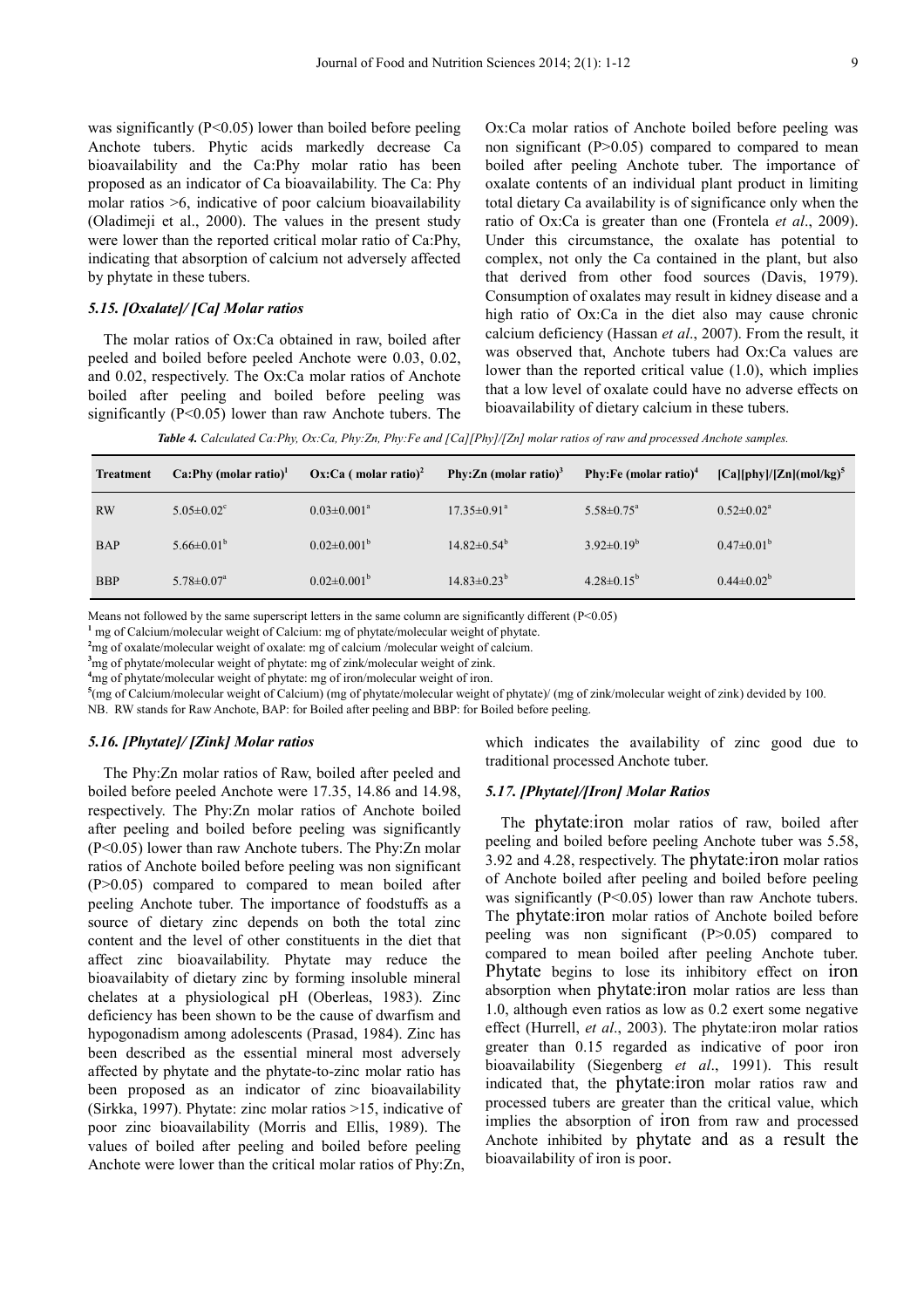was significantly ($P<0.05$) lower than boiled before peeling Anchote tubers. Phytic acids markedly decrease Ca bioavailability and the Ca:Phy molar ratio has been proposed as an indicator of Ca bioavailability. The Ca: Phy molar ratios >6, indicative of poor calcium bioavailability (Oladimeji et al., 2000). The values in the present study were lower than the reported critical molar ratio of Ca:Phy, indicating that absorption of calcium not adversely affected by phytate in these tubers.

### *5.15. [Oxalate]/ [Ca] Molar ratios*

The molar ratios of Ox:Ca obtained in raw, boiled after peeled and boiled before peeled Anchote were 0.03, 0.02, and 0.02, respectively. The Ox:Ca molar ratios of Anchote boiled after peeling and boiled before peeling was significantly ($P<0.05$) lower than raw Anchote tubers. The Ox:Ca molar ratios of Anchote boiled before peeling was non significant ($P>0.05$) compared to compared to mean boiled after peeling Anchote tuber. The importance of oxalate contents of an individual plant product in limiting total dietary Ca availability is of significance only when the ratio of Ox:Ca is greater than one (Frontela *et al*., 2009). Under this circumstance, the oxalate has potential to complex, not only the Ca contained in the plant, but also that derived from other food sources (Davis, 1979). Consumption of oxalates may result in kidney disease and a high ratio of Ox:Ca in the diet also may cause chronic calcium deficiency (Hassan *et al*., 2007). From the result, it was observed that, Anchote tubers had Ox:Ca values are lower than the reported critical value (1.0), which implies that a low level of oxalate could have no adverse effects on bioavailability of dietary calcium in these tubers.

***Table 4.** Calculated Ca:Phy, Ox:Ca, Phy:Zn, Phy:Fe and [Ca][Phy]/[Zn] molar ratios of raw and processed Anchote samples.*

| Treatment | Ca:Phy (molar ratio)[1] | Ox:Ca ( molar ratio)[2] | Phy:Zn (molar ratio)[3] | Phy:Fe (molar ratio)[4] | [Ca][phy]/[Zn](mol/kg)[5] |
|---|---|---|---|---|---|
| RW | 5.05±0.02[c] | 0.03±0.001[a] | 17.35±0.91[a] | 5.58±0.75[a] | 0.52±0.02[a] |
| BAP | 5.66±0.01[b] | 0.02±0.001[b] | 14.82±0.54[b] | 3.92±0.19[b] | 0.47±0.01[b] |
| BBP | 5.78±0.07[a] | 0.02±0.001[b] | 14.83±0.23[b] | 4.28±0.15[b] | 0.44±0.02[b] |

Means not followed by the same superscript letters in the same column are significantly different ($P<0.05$)

[1] mg of Calcium/molecular weight of Calcium: mg of phytate/molecular weight of phytate.

[2] mg of oxalate/molecular weight of oxalate: mg of calcium /molecular weight of calcium.

[3] mg of phytate/molecular weight of phytate: mg of zink/molecular weight of zink.

[4] mg of phytate/molecular weight of phytate: mg of iron/molecular weight of iron.

[5] (mg of Calcium/molecular weight of Calcium) (mg of phytate/molecular weight of phytate)/ (mg of zink/molecular weight of zink) devided by 100.

NB. RW stands for Raw Anchote, BAP: for Boiled after peeling and BBP: for Boiled before peeling.

### *5.16. [Phytate]/ [Zink] Molar ratios*

The Phy:Zn molar ratios of Raw, boiled after peeled and boiled before peeled Anchote were 17.35, 14.86 and 14.98, respectively. The Phy:Zn molar ratios of Anchote boiled after peeling and boiled before peeling was significantly ($P<0.05$) lower than raw Anchote tubers. The Phy:Zn molar ratios of Anchote boiled before peeling was non significant ($P>0.05$) compared to compared to mean boiled after peeling Anchote tuber. The importance of foodstuffs as a source of dietary zinc depends on both the total zinc content and the level of other constituents in the diet that affect zinc bioavailability. Phytate may reduce the bioavailabity of dietary zinc by forming insoluble mineral chelates at a physiological pH (Oberleas, 1983). Zinc deficiency has been shown to be the cause of dwarfism and hypogonadism among adolescents (Prasad, 1984). Zinc has been described as the essential mineral most adversely affected by phytate and the phytate-to-zinc molar ratio has been proposed as an indicator of zinc bioavailability (Sirkka, 1997). Phytate: zinc molar ratios >15, indicative of poor zinc bioavailability (Morris and Ellis, 1989). The values of boiled after peeling and boiled before peeling Anchote were lower than the critical molar ratios of Phy:Zn, which indicates the availability of zinc good due to traditional processed Anchote tuber.

### *5.17. [Phytate]/[Iron] Molar Ratios*

The phytate:iron molar ratios of raw, boiled after peeling and boiled before peeling Anchote tuber was 5.58, 3.92 and 4.28, respectively. The phytate:iron molar ratios of Anchote boiled after peeling and boiled before peeling was significantly ($P<0.05$) lower than raw Anchote tubers. The phytate:iron molar ratios of Anchote boiled before peeling was non significant ($P>0.05$) compared to compared to mean boiled after peeling Anchote tuber. Phytate begins to lose its inhibitory effect on iron absorption when phytate:iron molar ratios are less than 1.0, although even ratios as low as 0.2 exert some negative effect (Hurrell, *et al*., 2003). The phytate:iron molar ratios greater than 0.15 regarded as indicative of poor iron bioavailability (Siegenberg *et al*., 1991). This result indicated that, the phytate:iron molar ratios raw and processed tubers are greater than the critical value, which implies the absorption of iron from raw and processed Anchote inhibited by phytate and as a result the bioavailability of iron is poor.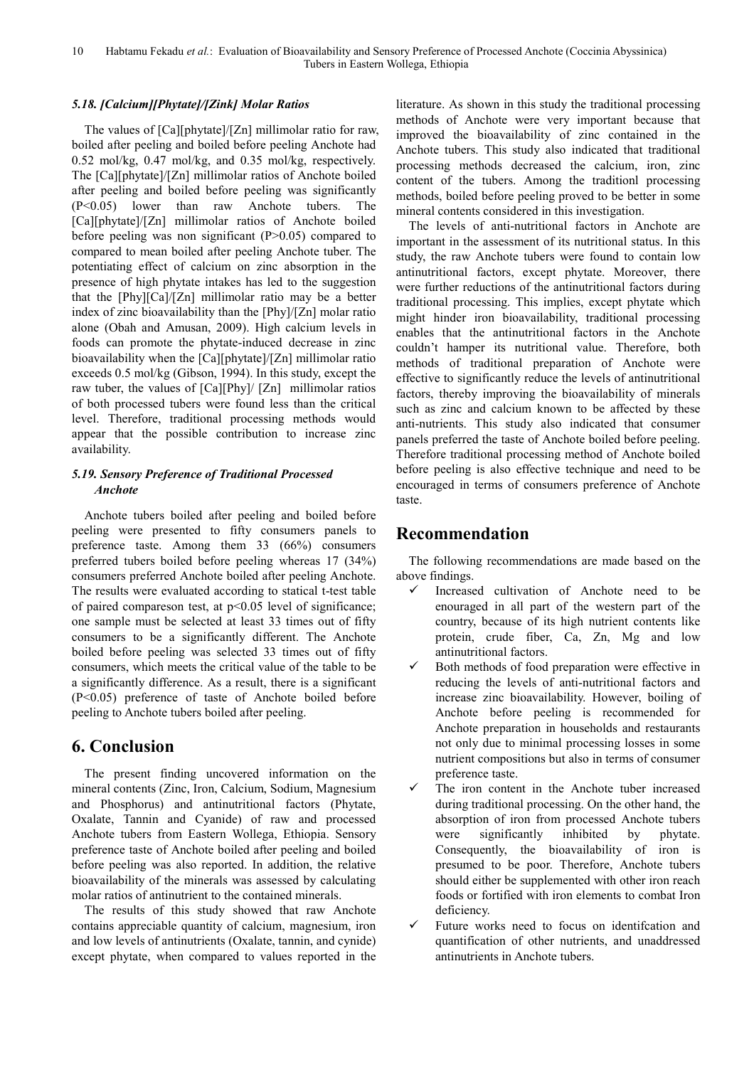### 5.18. [Calcium][Phytate]/[Zink] Molar Ratios

The values of [Ca][phytate]/[Zn] millimolar ratio for raw, boiled after peeling and boiled before peeling Anchote had 0.52 mol/kg, 0.47 mol/kg, and 0.35 mol/kg, respectively. The [Ca][phytate]/[Zn] millimolar ratios of Anchote boiled after peeling and boiled before peeling was significantly ($P<0.05$) lower than raw Anchote tubers. The [Ca][phytate]/[Zn] millimolar ratios of Anchote boiled before peeling was non significant ($P>0.05$) compared to compared to mean boiled after peeling Anchote tuber. The potentiating effect of calcium on zinc absorption in the presence of high phytate intakes has led to the suggestion that the [Phy][Ca]/[Zn] millimolar ratio may be a better index of zinc bioavailability than the [Phy]/[Zn] molar ratio alone (Obah and Amusan, 2009). High calcium levels in foods can promote the phytate-induced decrease in zinc bioavailability when the [Ca][phytate]/[Zn] millimolar ratio exceeds 0.5 mol/kg (Gibson, 1994). In this study, except the raw tuber, the values of [Ca][Phy]/ [Zn] millimolar ratios of both processed tubers were found less than the critical level. Therefore, traditional processing methods would appear that the possible contribution to increase zinc availability.

### 5.19. Sensory Preference of Traditional Processed Anchote

Anchote tubers boiled after peeling and boiled before peeling were presented to fifty consumers panels to preference taste. Among them 33 (66%) consumers preferred tubers boiled before peeling whereas 17 (34%) consumers preferred Anchote boiled after peeling Anchote. The results were evaluated according to statical t-test table of paired compareson test, at $p<0.05$ level of significance; one sample must be selected at least 33 times out of fifty consumers to be a significantly different. The Anchote boiled before peeling was selected 33 times out of fifty consumers, which meets the critical value of the table to be a significantly difference. As a result, there is a significant ($P<0.05$) preference of taste of Anchote boiled before peeling to Anchote tubers boiled after peeling.

## 6. Conclusion

The present finding uncovered information on the mineral contents (Zinc, Iron, Calcium, Sodium, Magnesium and Phosphorus) and antinutritional factors (Phytate, Oxalate, Tannin and Cyanide) of raw and processed Anchote tubers from Eastern Wollega, Ethiopia. Sensory preference taste of Anchote boiled after peeling and boiled before peeling was also reported. In addition, the relative bioavailability of the minerals was assessed by calculating molar ratios of antinutrient to the contained minerals.

The results of this study showed that raw Anchote contains appreciable quantity of calcium, magnesium, iron and low levels of antinutrients (Oxalate, tannin, and cynide) except phytate, when compared to values reported in the literature. As shown in this study the traditional processing methods of Anchote were very important because that improved the bioavailability of zinc contained in the Anchote tubers. This study also indicated that traditional processing methods decreased the calcium, iron, zinc content of the tubers. Among the traditionl processing methods, boiled before peeling proved to be better in some mineral contents considered in this investigation.

The levels of anti-nutritional factors in Anchote are important in the assessment of its nutritional status. In this study, the raw Anchote tubers were found to contain low antinutritional factors, except phytate. Moreover, there were further reductions of the antinutritional factors during traditional processing. This implies, except phytate which might hinder iron bioavailability, traditional processing enables that the antinutritional factors in the Anchote couldn't hamper its nutritional value. Therefore, both methods of traditional preparation of Anchote were effective to significantly reduce the levels of antinutritional factors, thereby improving the bioavailability of minerals such as zinc and calcium known to be affected by these anti-nutrients. This study also indicated that consumer panels preferred the taste of Anchote boiled before peeling. Therefore traditional processing method of Anchote boiled before peeling is also effective technique and need to be encouraged in terms of consumers preference of Anchote taste.

## Recommendation

The following recommendations are made based on the above findings.

- ✓ Increased cultivation of Anchote need to be enouraged in all part of the western part of the country, because of its high nutrient contents like protein, crude fiber, Ca, Zn, Mg and low antinutritional factors.
- ✓ Both methods of food preparation were effective in reducing the levels of anti-nutritional factors and increase zinc bioavailability. However, boiling of Anchote before peeling is recommended for Anchote preparation in households and restaurants not only due to minimal processing losses in some nutrient compositions but also in terms of consumer preference taste.
- ✓ The iron content in the Anchote tuber increased during traditional processing. On the other hand, the absorption of iron from processed Anchote tubers were significantly inhibited by phytate. Consequently, the bioavailability of iron is presumed to be poor. Therefore, Anchote tubers should either be supplemented with other iron reach foods or fortified with iron elements to combat Iron deficiency.
- ✓ Future works need to focus on identifcation and quantification of other nutrients, and unaddressed antinutrients in Anchote tubers.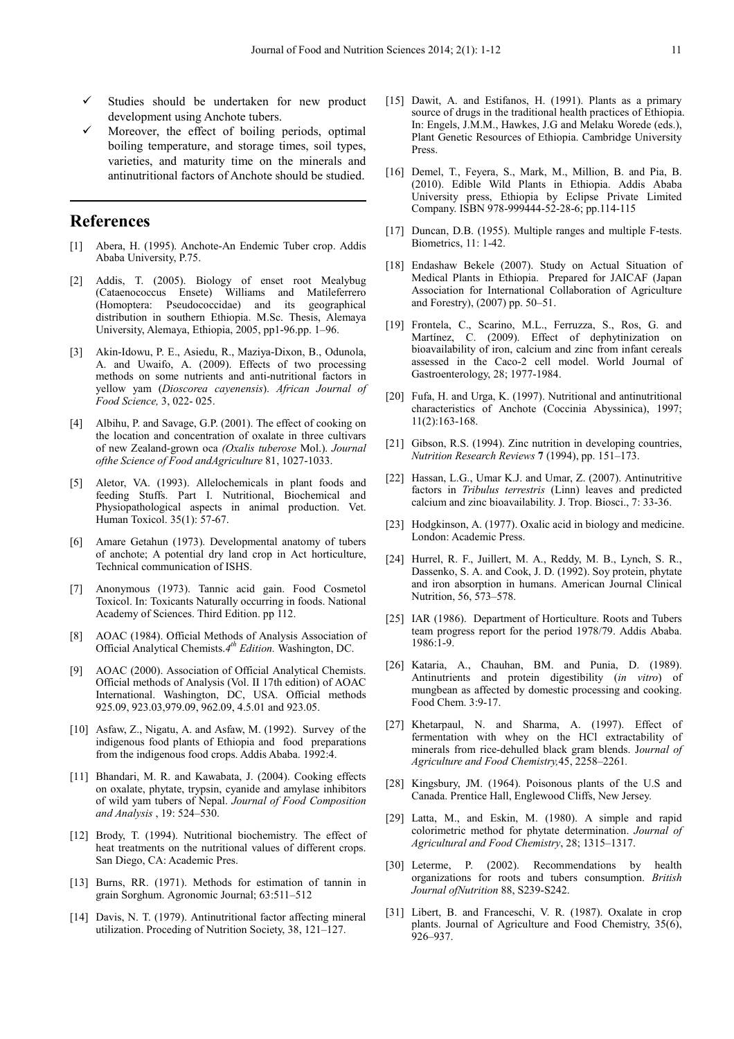- ✓ Studies should be undertaken for new product development using Anchote tubers.
- ✓ Moreover, the effect of boiling periods, optimal boiling temperature, and storage times, soil types, varieties, and maturity time on the minerals and antinutritional factors of Anchote should be studied.

## References

[1] Abera, H. (1995). Anchote-An Endemic Tuber crop. Addis Ababa University, P.75.

[2] Addis, T. (2005). Biology of enset root Mealybug (Cataenococcus Ensete) Williams and Matileferrero (Homoptera: Pseudococcidae) and its geographical distribution in southern Ethiopia. M.Sc. Thesis, Alemaya University, Alemaya, Ethiopia, 2005, pp1-96.pp. 1–96.

[3] Akin-Idowu, P. E., Asiedu, R., Maziya-Dixon, B., Odunola, A. and Uwaifo, A. (2009). Effects of two processing methods on some nutrients and anti-nutritional factors in yellow yam (*Dioscorea cayenensis*). *African Journal of Food Science,* 3, 022- 025.

[4] Albihu, P. and Savage, G.P. (2001). The effect of cooking on the location and concentration of oxalate in three cultivars of new Zealand-grown oca *(Oxalis tuberose* Mol.). *Journal ofthe Science of Food andAgriculture* 81, 1027-1033.

[5] Aletor, VA. (1993). Allelochemicals in plant foods and feeding Stuffs. Part I. Nutritional, Biochemical and Physiopathological aspects in animal production. Vet. Human Toxicol. 35(1): 57-67.

[6] Amare Getahun (1973). Developmental anatomy of tubers of anchote; A potential dry land crop in Act horticulture, Technical communication of ISHS.

[7] Anonymous (1973). Tannic acid gain. Food Cosmetol Toxicol. In: Toxicants Naturally occurring in foods. National Academy of Sciences. Third Edition. pp 112.

[8] AOAC (1984). Official Methods of Analysis Association of Official Analytical Chemists.*4th Edition.* Washington, DC.

[9] AOAC (2000). Association of Official Analytical Chemists. Official methods of Analysis (Vol. II 17th edition) of AOAC International. Washington, DC, USA. Official methods 925.09, 923.03,979.09, 962.09, 4.5.01 and 923.05.

[10] Asfaw, Z., Nigatu, A. and Asfaw, M. (1992). Survey of the indigenous food plants of Ethiopia and food preparations from the indigenous food crops. Addis Ababa. 1992:4.

[11] Bhandari, M. R. and Kawabata, J. (2004). Cooking effects on oxalate, phytate, trypsin, cyanide and amylase inhibitors of wild yam tubers of Nepal. *Journal of Food Composition and Analysis* , 19: 524–530.

[12] Brody, T. (1994). Nutritional biochemistry. The effect of heat treatments on the nutritional values of different crops. San Diego, CA: Academic Pres.

[13] Burns, RR. (1971). Methods for estimation of tannin in grain Sorghum. Agronomic Journal; 63:511–512

[14] Davis, N. T. (1979). Antinutritional factor affecting mineral utilization. Proceding of Nutrition Society, 38, 121–127.

[15] Dawit, A. and Estifanos, H. (1991). Plants as a primary source of drugs in the traditional health practices of Ethiopia. In: Engels, J.M.M., Hawkes, J.G and Melaku Worede (eds.), Plant Genetic Resources of Ethiopia. Cambridge University Press.

[16] Demel, T., Feyera, S., Mark, M., Million, B. and Pia, B. (2010). Edible Wild Plants in Ethiopia. Addis Ababa University press, Ethiopia by Eclipse Private Limited Company. ISBN 978-999444-52-28-6; pp.114-115

[17] Duncan, D.B. (1955). Multiple ranges and multiple F-tests. Biometrics, 11: 1-42.

[18] Endashaw Bekele (2007). Study on Actual Situation of Medical Plants in Ethiopia. Prepared for JAICAF (Japan Association for International Collaboration of Agriculture and Forestry), (2007) pp. 50–51.

[19] Frontela, C., Scarino, M.L., Ferruzza, S., Ros, G. and Martínez, C. (2009). Effect of dephytinization on bioavailability of iron, calcium and zinc from infant cereals assessed in the Caco-2 cell model. World Journal of Gastroenterology, 28; 1977-1984.

[20] Fufa, H. and Urga, K. (1997). Nutritional and antinutritional characteristics of Anchote (Coccinia Abyssinica), 1997; 11(2):163-168.

[21] Gibson, R.S. (1994). Zinc nutrition in developing countries, *Nutrition Research Reviews* **7** (1994), pp. 151–173.

[22] Hassan, L.G., Umar K.J. and Umar, Z. (2007). Antinutritive factors in *Tribulus terrestris* (Linn) leaves and predicted calcium and zinc bioavailability. J. Trop. Biosci., 7: 33-36.

[23] Hodgkinson, A. (1977). Oxalic acid in biology and medicine. London: Academic Press.

[24] Hurrel, R. F., Juillert, M. A., Reddy, M. B., Lynch, S. R., Dassenko, S. A. and Cook, J. D. (1992). Soy protein, phytate and iron absorption in humans. American Journal Clinical Nutrition, 56, 573–578.

[25] IAR (1986). Department of Horticulture. Roots and Tubers team progress report for the period 1978/79. Addis Ababa. 1986:1-9.

[26] Kataria, A., Chauhan, BM. and Punia, D. (1989). Antinutrients and protein digestibility (*in vitro*) of mungbean as affected by domestic processing and cooking. Food Chem. 3:9-17.

[27] Khetarpaul, N. and Sharma, A. (1997). Effect of fermentation with whey on the HCl extractability of minerals from rice-dehulled black gram blends. J*ournal of Agriculture and Food Chemistry,*45, 2258–2261*.*

[28] Kingsbury, JM. (1964). Poisonous plants of the U.S and Canada. Prentice Hall, Englewood Cliffs, New Jersey.

[29] Latta, M., and Eskin, M. (1980). A simple and rapid colorimetric method for phytate determination. *Journal of Agricultural and Food Chemistry*, 28; 1315–1317.

[30] Leterme, P. (2002). Recommendations by health organizations for roots and tubers consumption. *British Journal ofNutrition* 88, S239-S242.

[31] Libert, B. and Franceschi, V. R. (1987). Oxalate in crop plants. Journal of Agriculture and Food Chemistry, 35(6), 926–937.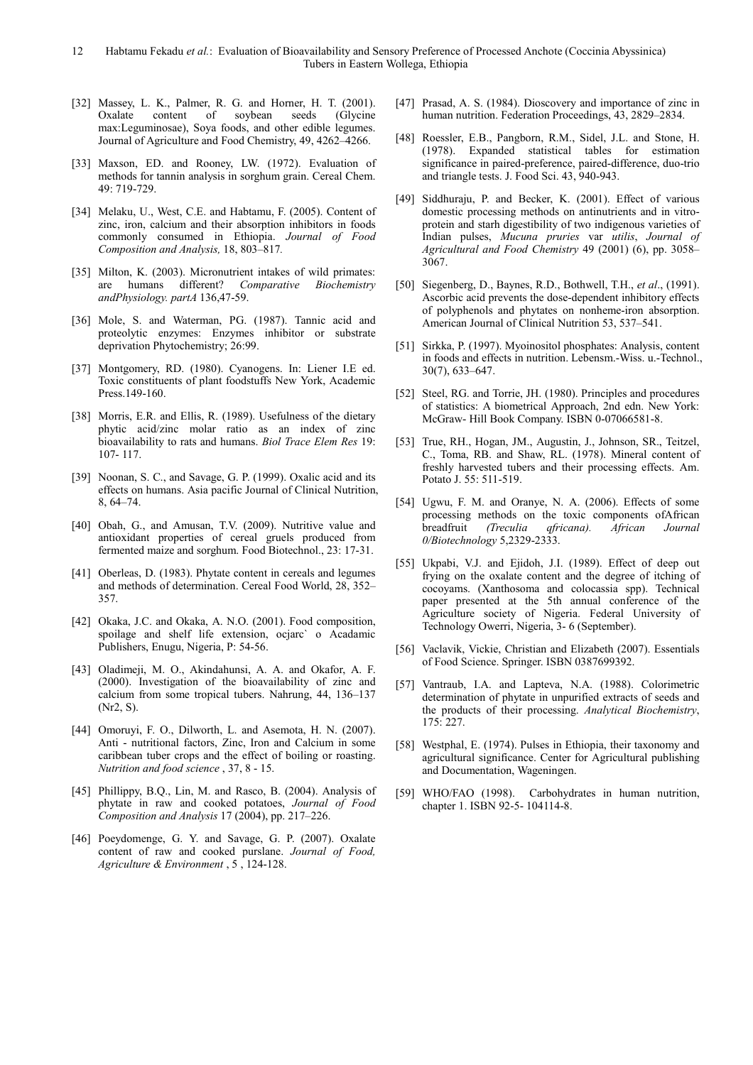[32] Massey, L. K., Palmer, R. G. and Horner, H. T. (2001). Oxalate content of soybean seeds (Glycine max:Leguminosae), Soya foods, and other edible legumes. Journal of Agriculture and Food Chemistry, 49, 4262–4266.

[33] Maxson, ED. and Rooney, LW. (1972). Evaluation of methods for tannin analysis in sorghum grain. Cereal Chem. 49: 719-729.

[34] Melaku, U., West, C.E. and Habtamu, F. (2005). Content of zinc, iron, calcium and their absorption inhibitors in foods commonly consumed in Ethiopia. *Journal of Food Composition and Analysis,* 18, 803–817.

[35] Milton, K. (2003). Micronutrient intakes of wild primates: are humans different? *Comparative Biochemistry andPhysiology. partA* 136,47-59.

[36] Mole, S. and Waterman, PG. (1987). Tannic acid and proteolytic enzymes: Enzymes inhibitor or substrate deprivation Phytochemistry; 26:99.

[37] Montgomery, RD. (1980). Cyanogens. In: Liener I.E ed. Toxic constituents of plant foodstuffs New York, Academic Press.149-160.

[38] Morris, E.R. and Ellis, R. (1989). Usefulness of the dietary phytic acid/zinc molar ratio as an index of zinc bioavailability to rats and humans. *Biol Trace Elem Res* 19: 107- 117.

[39] Noonan, S. C., and Savage, G. P. (1999). Oxalic acid and its effects on humans. Asia pacific Journal of Clinical Nutrition, 8, 64–74.

[40] Obah, G., and Amusan, T.V. (2009). Nutritive value and antioxidant properties of cereal gruels produced from fermented maize and sorghum. Food Biotechnol., 23: 17-31.

[41] Oberleas, D. (1983). Phytate content in cereals and legumes and methods of determination. Cereal Food World, 28, 352–357.

[42] Okaka, J.C. and Okaka, A. N.O. (2001). Food composition, spoilage and shelf life extension, ocjarc` o Acadamic Publishers, Enugu, Nigeria, P: 54-56.

[43] Oladimeji, M. O., Akindahunsi, A. A. and Okafor, A. F. (2000). Investigation of the bioavailability of zinc and calcium from some tropical tubers. Nahrung, 44, 136–137 (Nr2, S).

[44] Omoruyi, F. O., Dilworth, L. and Asemota, H. N. (2007). Anti - nutritional factors, Zinc, Iron and Calcium in some caribbean tuber crops and the effect of boiling or roasting. *Nutrition and food science* , 37, 8 - 15.

[45] Phillippy, B.Q., Lin, M. and Rasco, B. (2004). Analysis of phytate in raw and cooked potatoes, *Journal of Food Composition and Analysis* 17 (2004), pp. 217–226.

[46] Poeydomenge, G. Y. and Savage, G. P. (2007). Oxalate content of raw and cooked purslane. *Journal of Food, Agriculture & Environment* , 5 , 124-128.

[47] Prasad, A. S. (1984). Dioscovery and importance of zinc in human nutrition. Federation Proceedings, 43, 2829–2834.

[48] Roessler, E.B., Pangborn, R.M., Sidel, J.L. and Stone, H. (1978). Expanded statistical tables for estimation significance in paired-preference, paired-difference, duo-trio and triangle tests. J. Food Sci. 43, 940-943.

[49] Siddhuraju, P. and Becker, K. (2001). Effect of various domestic processing methods on antinutrients and in vitro-protein and starh digestibility of two indigenous varieties of Indian pulses, *Mucuna pruries* var *utilis*, *Journal of Agricultural and Food Chemistry* 49 (2001) (6), pp. 3058–3067.

[50] Siegenberg, D., Baynes, R.D., Bothwell, T.H., *et al*., (1991). Ascorbic acid prevents the dose-dependent inhibitory effects of polyphenols and phytates on nonheme-iron absorption. American Journal of Clinical Nutrition 53, 537–541.

[51] Sirkka, P. (1997). Myoinositol phosphates: Analysis, content in foods and effects in nutrition. Lebensm.-Wiss. u.-Technol., 30(7), 633–647.

[52] Steel, RG. and Torrie, JH. (1980). Principles and procedures of statistics: A biometrical Approach, 2nd edn. New York: McGraw- Hill Book Company. ISBN 0-07066581-8.

[53] True, RH., Hogan, JM., Augustin, J., Johnson, SR., Teitzel, C., Toma, RB. and Shaw, RL. (1978). Mineral content of freshly harvested tubers and their processing effects. Am. Potato J. 55: 511-519.

[54] Ugwu, F. M. and Oranye, N. A. (2006). Effects of some processing methods on the toxic components ofAfrican breadfruit *(Treculia africana). African Journal 0/Biotechnology* 5,2329-2333.

[55] Ukpabi, V.J. and Ejidoh, J.I. (1989). Effect of deep out frying on the oxalate content and the degree of itching of cocoyams. (Xanthosoma and colocassia spp). Technical paper presented at the 5th annual conference of the Agriculture society of Nigeria. Federal University of Technology Owerri, Nigeria, 3- 6 (September).

[56] Vaclavik, Vickie, Christian and Elizabeth (2007). Essentials of Food Science. Springer. ISBN 0387699392.

[57] Vantraub, I.A. and Lapteva, N.A. (1988). Colorimetric determination of phytate in unpurified extracts of seeds and the products of their processing. *Analytical Biochemistry*, 175: 227.

[58] Westphal, E. (1974). Pulses in Ethiopia, their taxonomy and agricultural significance. Center for Agricultural publishing and Documentation, Wageningen.

[59] WHO/FAO (1998). Carbohydrates in human nutrition, chapter 1. ISBN 92-5- 104114-8.